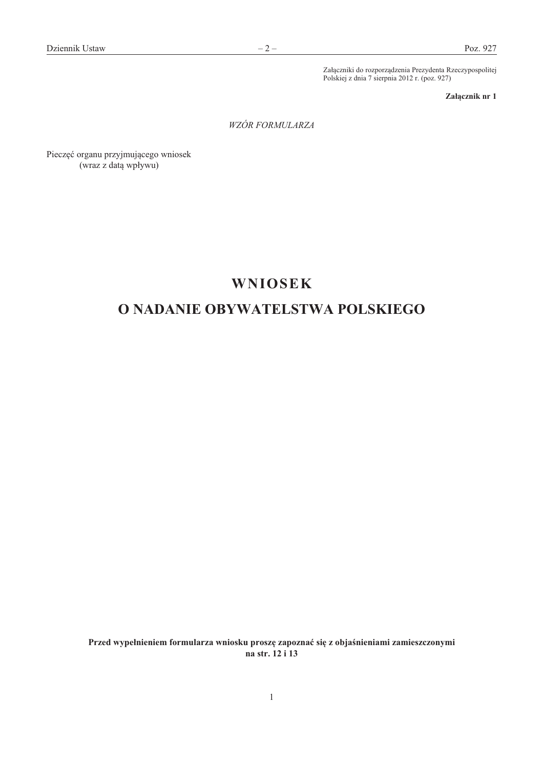Załączniki do rozporządzenia Prezydenta Rzeczypospolitej Polskiej z dnia 7 sierpnia 2012 r. (poz. 927)

**Załącznik nr 1**

*WZÓR FORMULARZA*

Pieczęć organu przyjmującego wniosek
(wraz z datą wpływu)

# WNIOSEK
# O NADANIE OBYWATELSTWA POLSKIEGO

**Przed wypełnieniem formularza wniosku proszę zapoznać się z objaśnieniami zamieszczonymi na str. 12 i 13**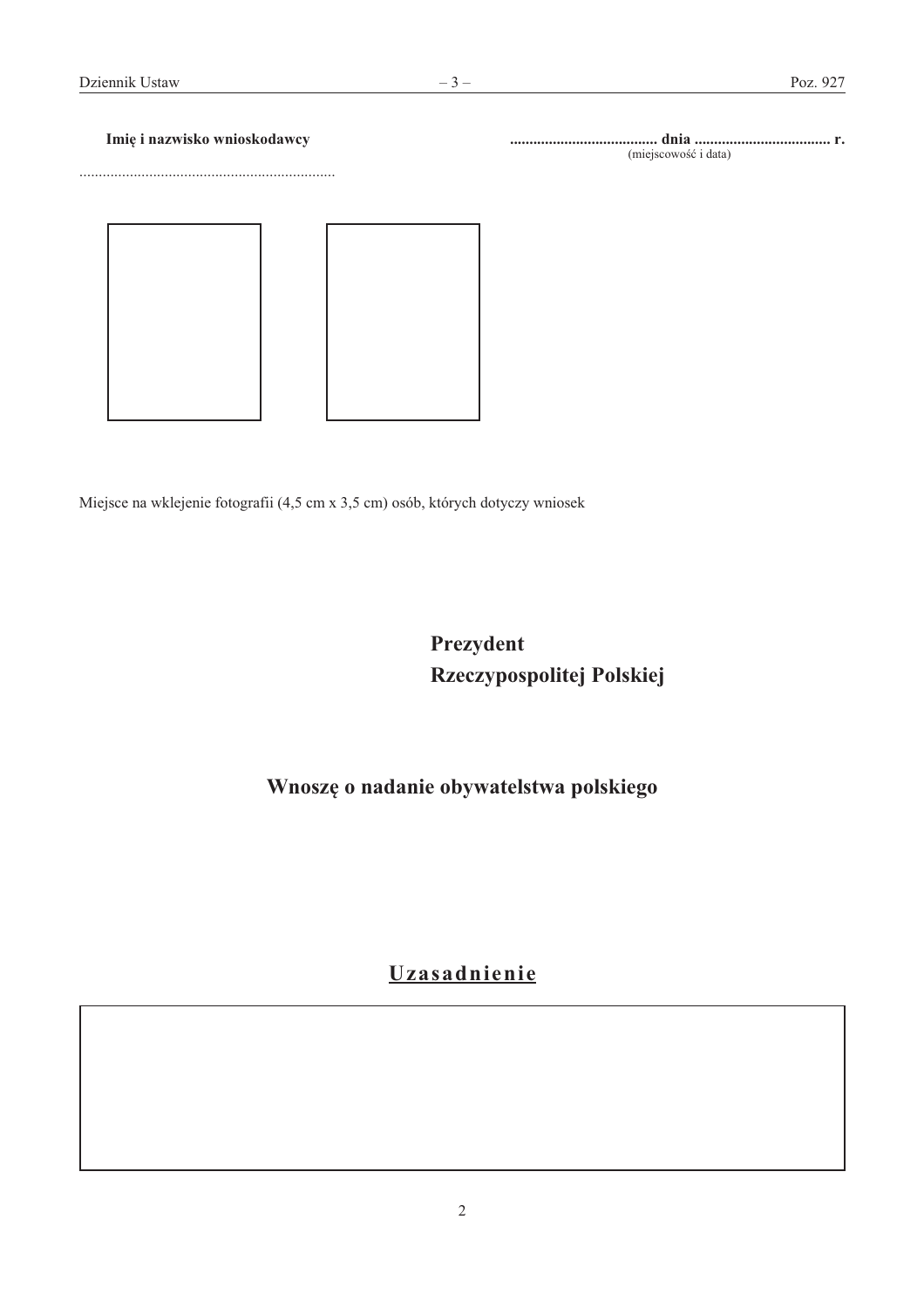**Imię i nazwisko wnioskodawcy**

...................................................................

**...................................... dnia ................................... r.**
(miejscowość i data)

Miejsce na wklejenie fotografii (4,5 cm x 3,5 cm) osób, których dotyczy wniosek

**Prezydent**
**Rzeczypospolitej Polskiej**

**Wnoszę o nadanie obywatelstwa polskiego**

## Uzasadnienie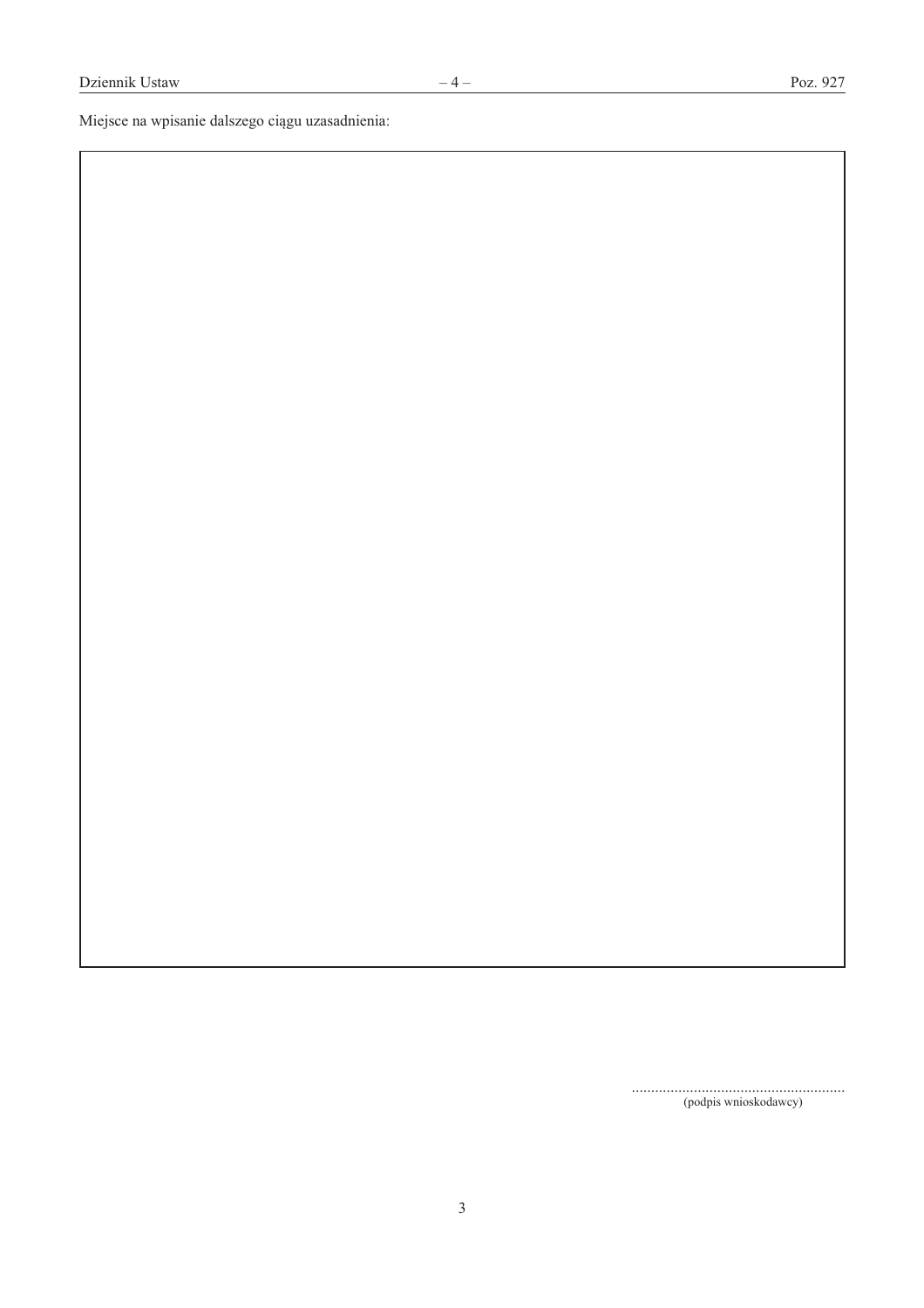Miejsce na wpisanie dalszego ciągu uzasadnienia:

|   |
|---|
|   |

.......................................................
(podpis wnioskodawcy)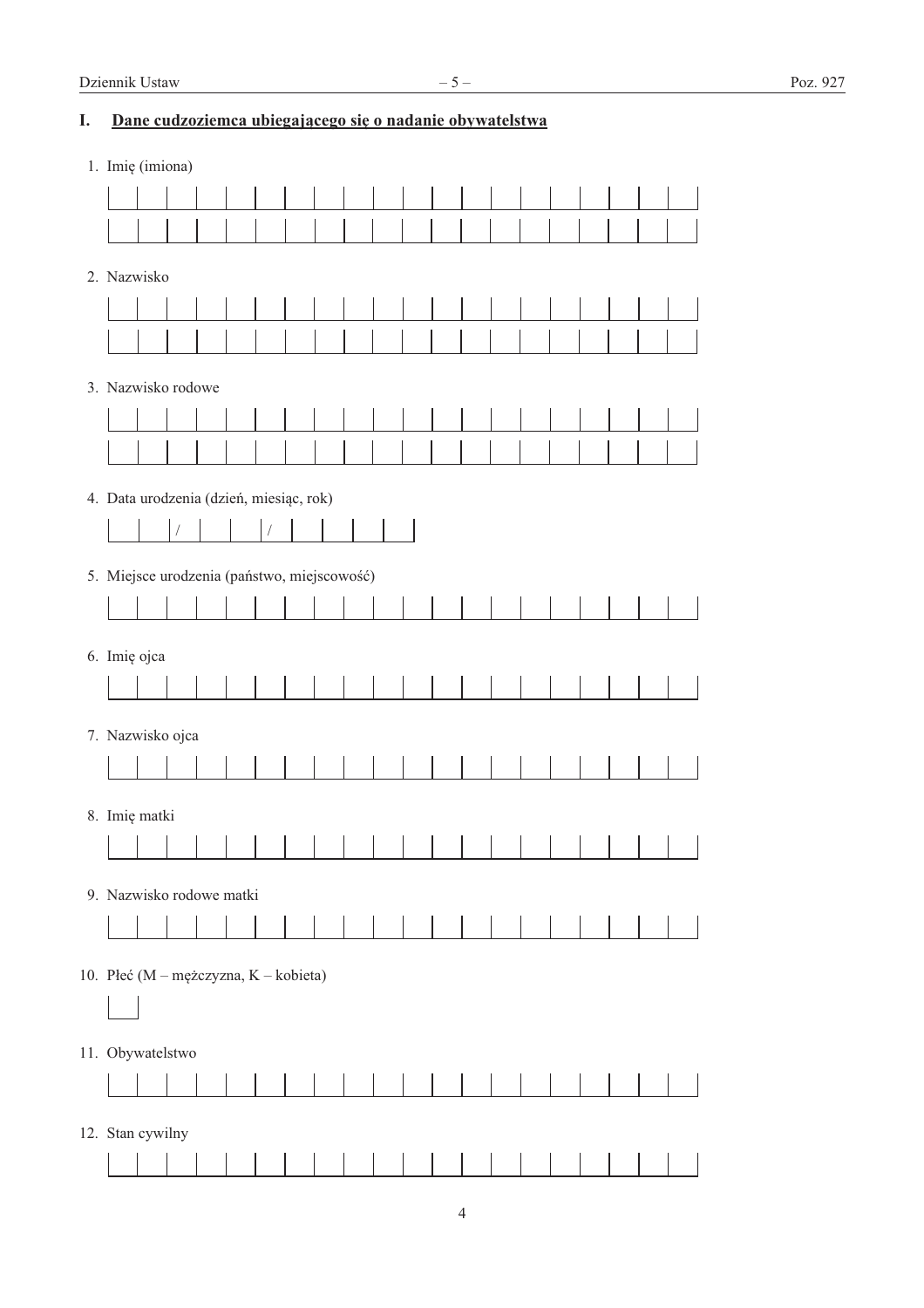## I. Dane cudzoziemca ubiegającego się o nadanie obywatelstwa

1. Imię (imiona)

2. Nazwisko

3. Nazwisko rodowe

4. Data urodzenia (dzień, miesiąc, rok)

| | | / | | | / | | | | |
|---|---|---|---|---|---|---|---|---|---|

5. Miejsce urodzenia (państwo, miejscowość)

6. Imię ojca

7. Nazwisko ojca

8. Imię matki

9. Nazwisko rodowe matki

10. Płeć (M – mężczyzna, K – kobieta)

11. Obywatelstwo

12. Stan cywilny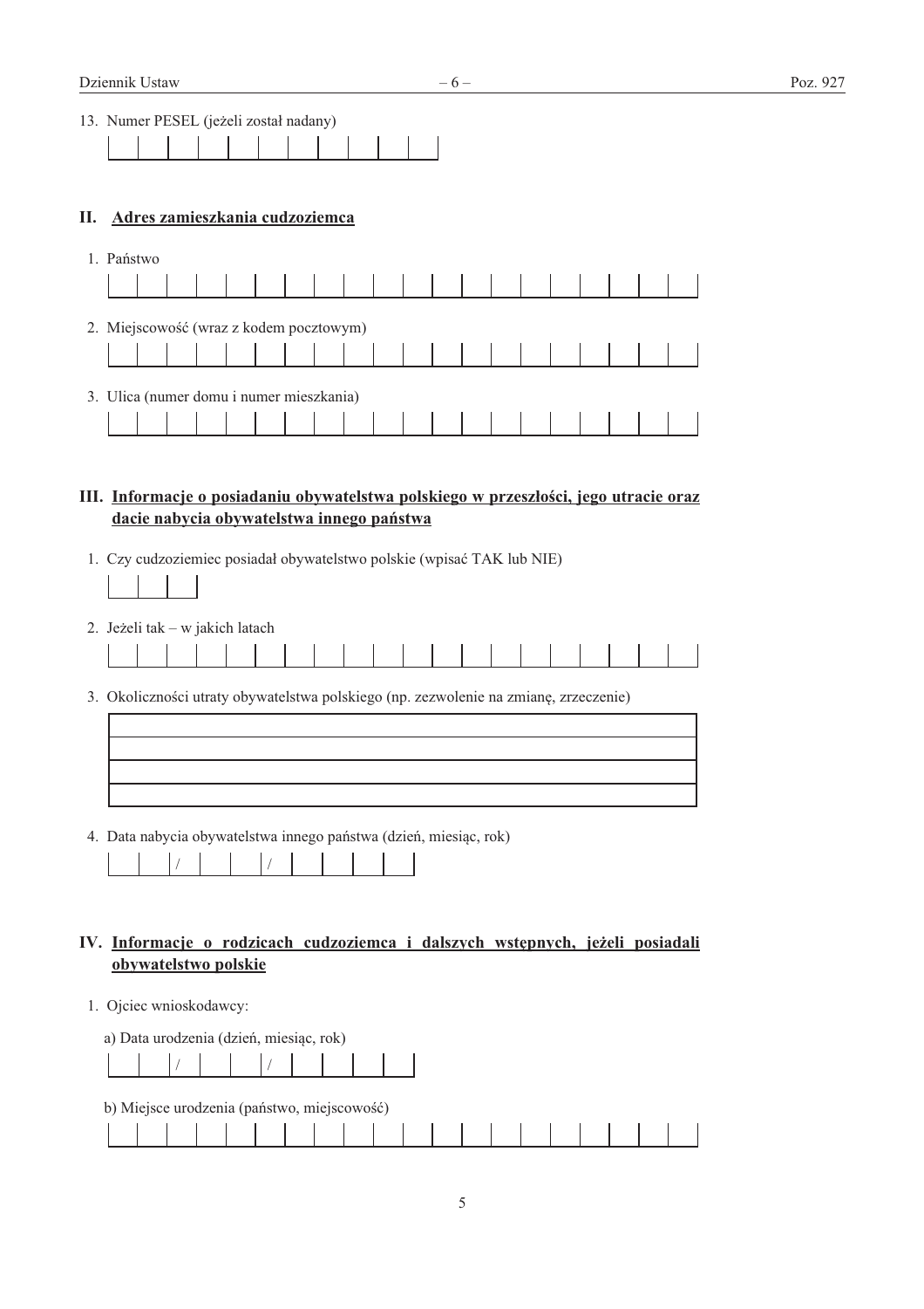13. Numer PESEL (jeżeli został nadany)

| | | | | | | | | | | |
|---|---|---|---|---|---|---|---|---|---|---|

## II. Adres zamieszkania cudzoziemca

1. Państwo

| | | | | | | | | | | | | | | | | | | | |
|---|---|---|---|---|---|---|---|---|---|---|---|---|---|---|---|---|---|---|---|

2. Miejscowość (wraz z kodem pocztowym)

| | | | | | | | | | | | | | | | | | | | |
|---|---|---|---|---|---|---|---|---|---|---|---|---|---|---|---|---|---|---|---|

3. Ulica (numer domu i numer mieszkania)

| | | | | | | | | | | | | | | | | | | | |
|---|---|---|---|---|---|---|---|---|---|---|---|---|---|---|---|---|---|---|---|

## III. Informacje o posiadaniu obywatelstwa polskiego w przeszłości, jego utracie oraz dacie nabycia obywatelstwa innego państwa

1. Czy cudzoziemiec posiadał obywatelstwo polskie (wpisać TAK lub NIE)

| | | |
|---|---|---|

2. Jeżeli tak – w jakich latach

| | | | | | | | | | | | | | | | | | | | |
|---|---|---|---|---|---|---|---|---|---|---|---|---|---|---|---|---|---|---|---|

3. Okoliczności utraty obywatelstwa polskiego (np. zezwolenie na zmianę, zrzeczenie)

| |
|---|
| |
| |
| |

4. Data nabycia obywatelstwa innego państwa (dzień, miesiąc, rok)

| | / | | / | | | |
|---|---|---|---|---|---|---|

## IV. Informacje o rodzicach cudzoziemca i dalszych wstępnych, jeżeli posiadali obywatelstwo polskie

1. Ojciec wnioskodawcy:

a) Data urodzenia (dzień, miesiąc, rok)

| | / | | / | | | |
|---|---|---|---|---|---|---|

b) Miejsce urodzenia (państwo, miejscowość)

| | | | | | | | | | | | | | | | | | | | |
|---|---|---|---|---|---|---|---|---|---|---|---|---|---|---|---|---|---|---|---|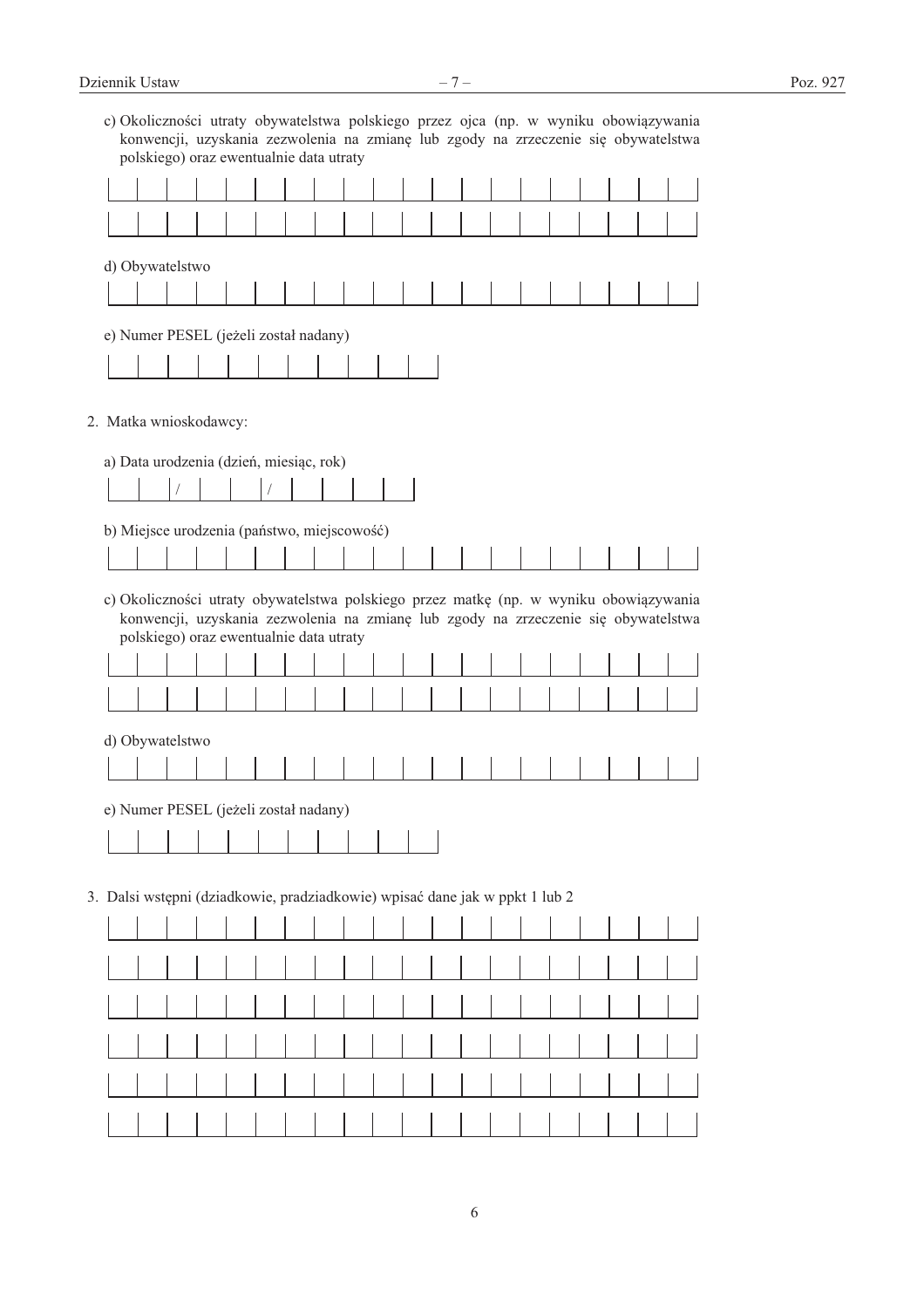c) Okoliczności utraty obywatelstwa polskiego przez ojca (np. w wyniku obowiązywania konwencji, uzyskania zezwolenia na zmianę lub zgody na zrzeczenie się obywatelstwa polskiego) oraz ewentualnie data utraty

d) Obywatelstwo

e) Numer PESEL (jeżeli został nadany)

2. Matka wnioskodawcy:

a) Data urodzenia (dzień, miesiąc, rok)

/ /

b) Miejsce urodzenia (państwo, miejscowość)

c) Okoliczności utraty obywatelstwa polskiego przez matkę (np. w wyniku obowiązywania konwencji, uzyskania zezwolenia na zmianę lub zgody na zrzeczenie się obywatelstwa polskiego) oraz ewentualnie data utraty

d) Obywatelstwo

e) Numer PESEL (jeżeli został nadany)

3. Dalsi wstępni (dziadkowie, pradziadkowie) wpisać dane jak w ppkt 1 lub 2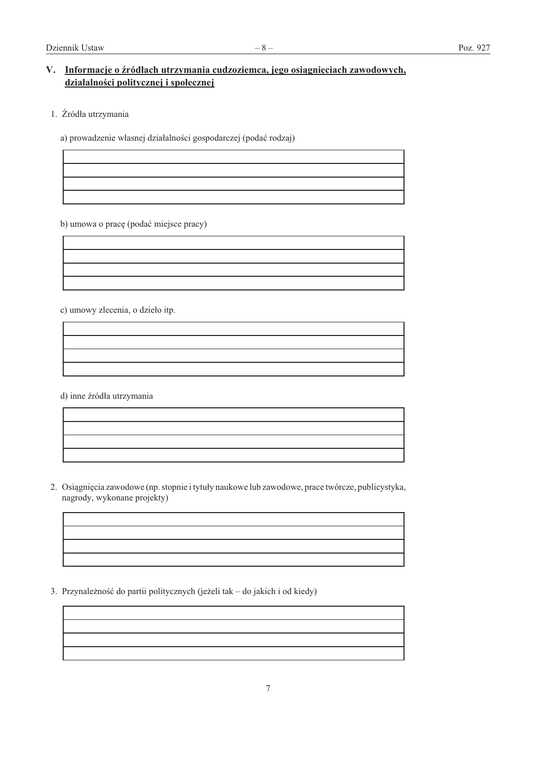## V. Informacje o źródłach utrzymania cudzoziemca, jego osiągnięciach zawodowych, działalności politycznej i społecznej

1. Źródła utrzymania

   a) prowadzenie własnej działalności gospodarczej (podać rodzaj)

   | |
   |---|
   | |
   | |
   | |

   b) umowa o pracę (podać miejsce pracy)

   | |
   |---|
   | |
   | |
   | |

   c) umowy zlecenia, o dzieło itp.

   | |
   |---|
   | |
   | |
   | |

   d) inne źródła utrzymania

   | |
   |---|
   | |
   | |
   | |

2. Osiągnięcia zawodowe (np. stopnie i tytuły naukowe lub zawodowe, prace twórcze, publicystyka, nagrody, wykonane projekty)

   | |
   |---|
   | |
   | |
   | |

3. Przynależność do partii politycznych (jeżeli tak – do jakich i od kiedy)

   | |
   |---|
   | |
   | |
   | |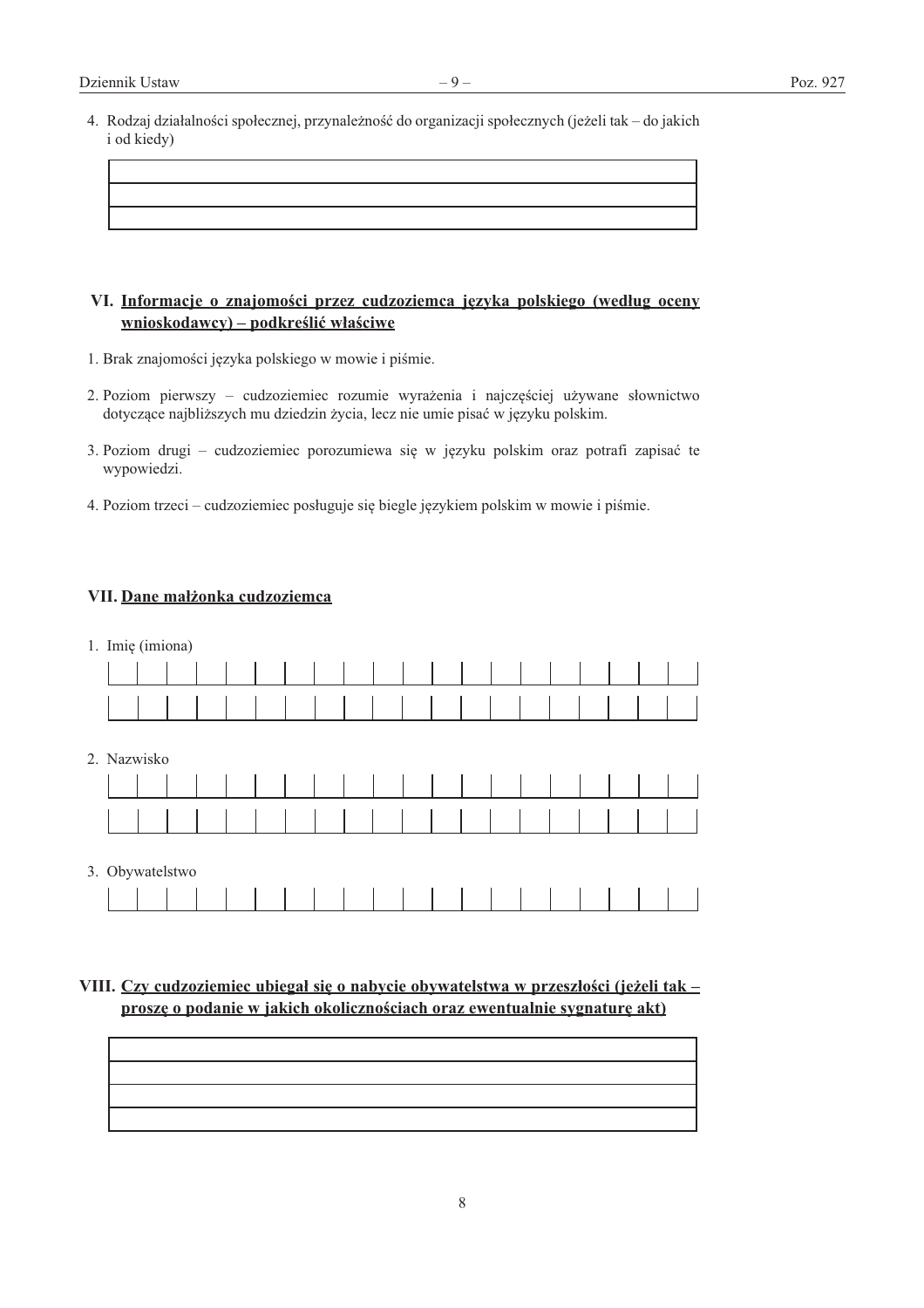4. Rodzaj działalności społecznej, przynależność do organizacji społecznych (jeżeli tak – do jakich i od kiedy)

|  |
|---|
|  |
|  |

## VI. <u>Informacje o znajomości przez cudzoziemca języka polskiego (według oceny wnioskodawcy) – podkreślić właściwe</u>

1. Brak znajomości języka polskiego w mowie i piśmie.

2. Poziom pierwszy – cudzoziemiec rozumie wyrażenia i najczęściej używane słownictwo dotyczące najbliższych mu dziedzin życia, lecz nie umie pisać w języku polskim.

3. Poziom drugi – cudzoziemiec porozumiewa się w języku polskim oraz potrafi zapisać te wypowiedzi.

4. Poziom trzeci – cudzoziemiec posługuje się biegle językiem polskim w mowie i piśmie.

## VII. <u>Dane małżonka cudzoziemca</u>

1. Imię (imiona)

|  |  |  |  |  |  |  |  |  |  |  |  |  |  |  |  |  |  |  |  |
|---|---|---|---|---|---|---|---|---|---|---|---|---|---|---|---|---|---|---|---|
|  |  |  |  |  |  |  |  |  |  |  |  |  |  |  |  |  |  |  |  |

2. Nazwisko

|  |  |  |  |  |  |  |  |  |  |  |  |  |  |  |  |  |  |  |  |
|---|---|---|---|---|---|---|---|---|---|---|---|---|---|---|---|---|---|---|---|
|  |  |  |  |  |  |  |  |  |  |  |  |  |  |  |  |  |  |  |  |

3. Obywatelstwo

|  |  |  |  |  |  |  |  |  |  |  |  |  |  |  |  |  |  |  |  |
|---|---|---|---|---|---|---|---|---|---|---|---|---|---|---|---|---|---|---|---|

## VIII. <u>Czy cudzoziemiec ubiegał się o nabycie obywatelstwa w przeszłości (jeżeli tak – proszę o podanie w jakich okolicznościach oraz ewentualnie sygnaturę akt)</u>

|  |
|---|
|  |
|  |
|  |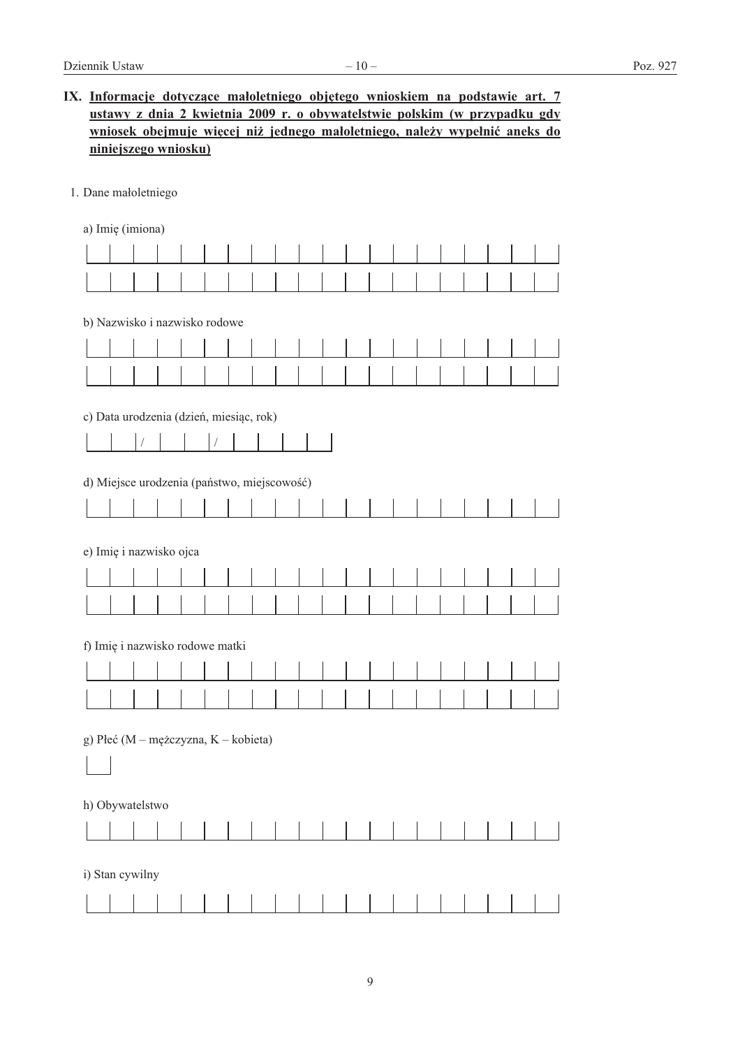## IX. Informacje dotyczące małoletniego objętego wnioskiem na podstawie art. 7 ustawy z dnia 2 kwietnia 2009 r. o obywatelstwie polskim (w przypadku gdy wniosek obejmuje więcej niż jednego małoletniego, należy wypełnić aneks do niniejszego wniosku)

1. Dane małoletniego

a) Imię (imiona)

| | | | | | | | | | | | | | | | | | | | |
|---|---|---|---|---|---|---|---|---|---|---|---|---|---|---|---|---|---|---|---|
| | | | | | | | | | | | | | | | | | | | |

b) Nazwisko i nazwisko rodowe

| | | | | | | | | | | | | | | | | | | | |
|---|---|---|---|---|---|---|---|---|---|---|---|---|---|---|---|---|---|---|---|
| | | | | | | | | | | | | | | | | | | | |

c) Data urodzenia (dzień, miesiąc, rok)

| | | / | | | / | | | | |
|---|---|---|---|---|---|---|---|---|---|

d) Miejsce urodzenia (państwo, miejscowość)

| | | | | | | | | | | | | | | | | | | | |
|---|---|---|---|---|---|---|---|---|---|---|---|---|---|---|---|---|---|---|---|

e) Imię i nazwisko ojca

| | | | | | | | | | | | | | | | | | | | |
|---|---|---|---|---|---|---|---|---|---|---|---|---|---|---|---|---|---|---|---|
| | | | | | | | | | | | | | | | | | | | |

f) Imię i nazwisko rodowe matki

| | | | | | | | | | | | | | | | | | | | |
|---|---|---|---|---|---|---|---|---|---|---|---|---|---|---|---|---|---|---|---|
| | | | | | | | | | | | | | | | | | | | |

g) Płeć (M – mężczyzna, K – kobieta)

| |
|---|

h) Obywatelstwo

| | | | | | | | | | | | | | | | | | | | |
|---|---|---|---|---|---|---|---|---|---|---|---|---|---|---|---|---|---|---|---|

i) Stan cywilny

| | | | | | | | | | | | | | | | | | | | |
|---|---|---|---|---|---|---|---|---|---|---|---|---|---|---|---|---|---|---|---|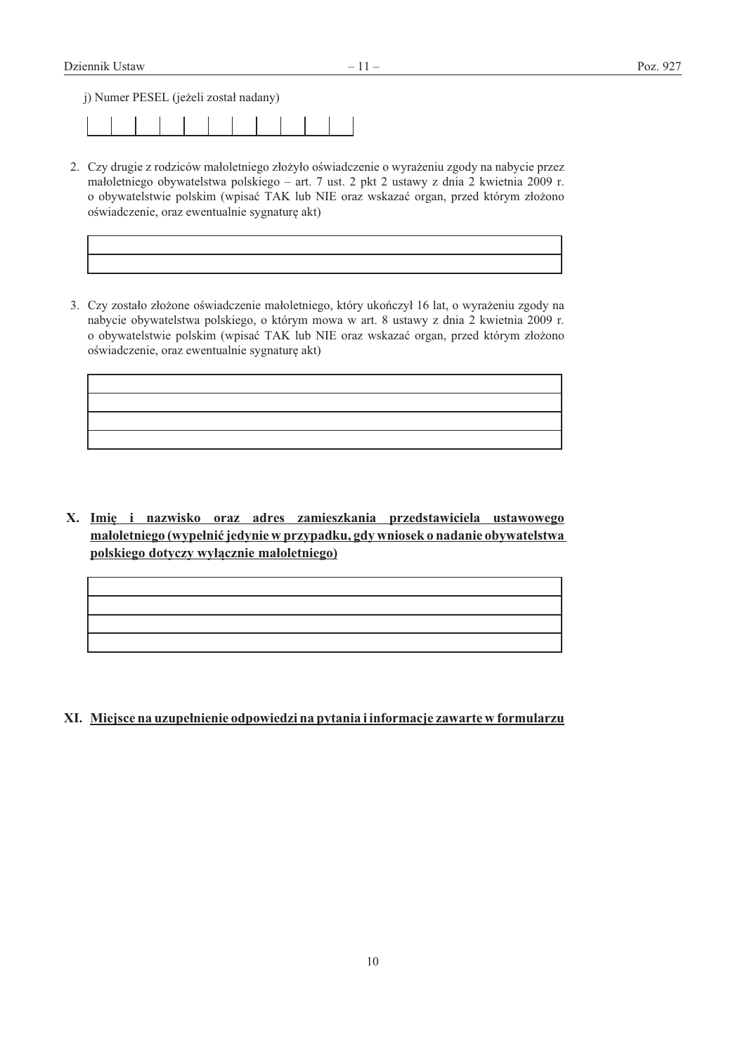j) Numer PESEL (jeżeli został nadany)

| | | | | | | | | | | |
|---|---|---|---|---|---|---|---|---|---|---|
| | | | | | | | | | | |

2. Czy drugie z rodziców małoletniego złożyło oświadczenie o wyrażeniu zgody na nabycie przez małoletniego obywatelstwa polskiego – art. 7 ust. 2 pkt 2 ustawy z dnia 2 kwietnia 2009 r. o obywatelstwie polskim (wpisać TAK lub NIE oraz wskazać organ, przed którym złożono oświadczenie, oraz ewentualnie sygnaturę akt)

| |
|---|
| |
| |

3. Czy zostało złożone oświadczenie małoletniego, który ukończył 16 lat, o wyrażeniu zgody na nabycie obywatelstwa polskiego, o którym mowa w art. 8 ustawy z dnia 2 kwietnia 2009 r. o obywatelstwie polskim (wpisać TAK lub NIE oraz wskazać organ, przed którym złożono oświadczenie, oraz ewentualnie sygnaturę akt)

| |
|---|
| |
| |
| |
| |

## X. Imię i nazwisko oraz adres zamieszkania przedstawiciela ustawowego małoletniego (wypełnić jedynie w przypadku, gdy wniosek o nadanie obywatelstwa polskiego dotyczy wyłącznie małoletniego)

| |
|---|
| |
| |
| |
| |

## XI. Miejsce na uzupełnienie odpowiedzi na pytania i informacje zawarte w formularzu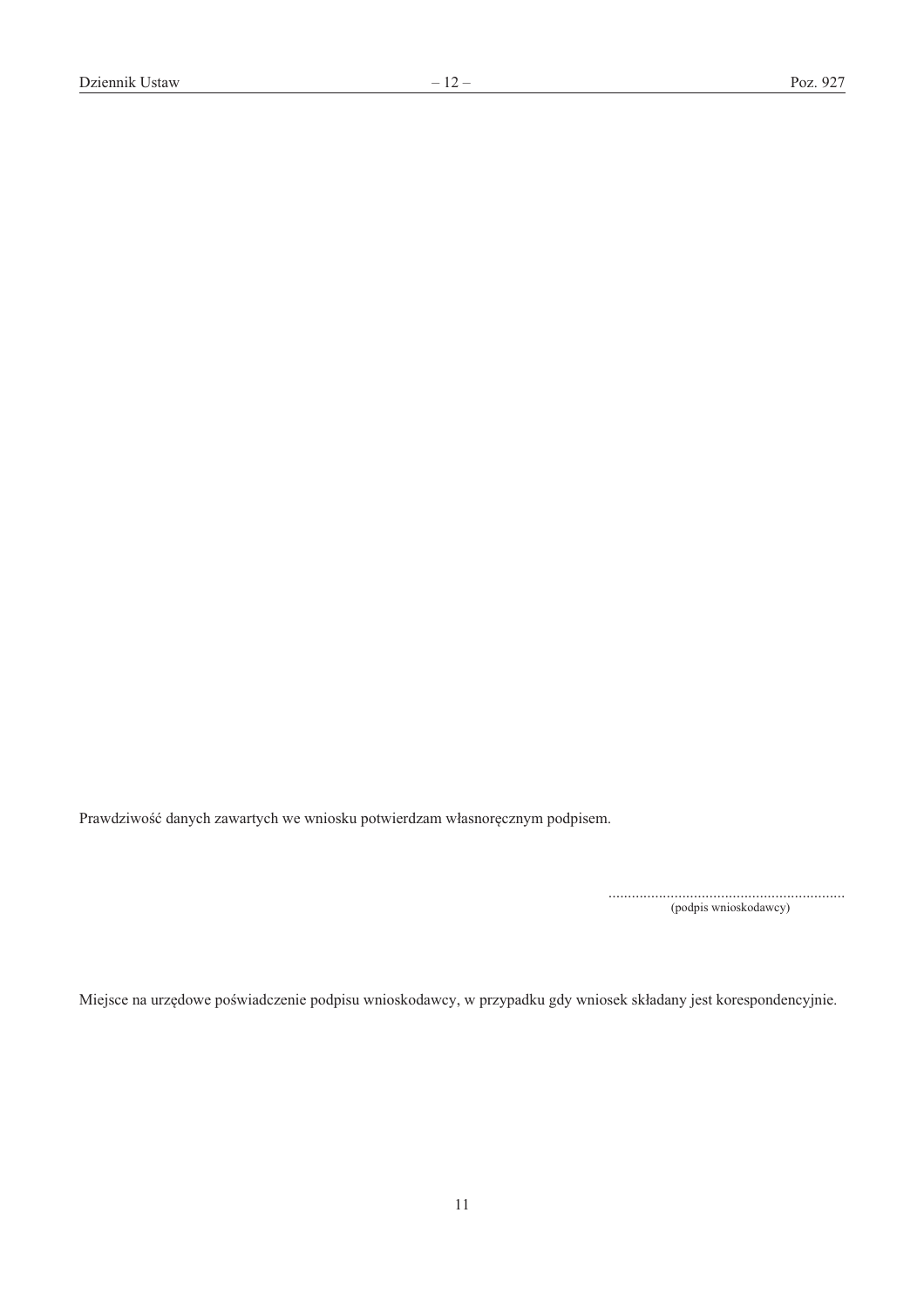Prawdziwość danych zawartych we wniosku potwierdzam własnoręcznym podpisem.

............................................................
(podpis wnioskodawcy)

Miejsce na urzędowe poświadczenie podpisu wnioskodawcy, w przypadku gdy wniosek składany jest korespondencyjnie.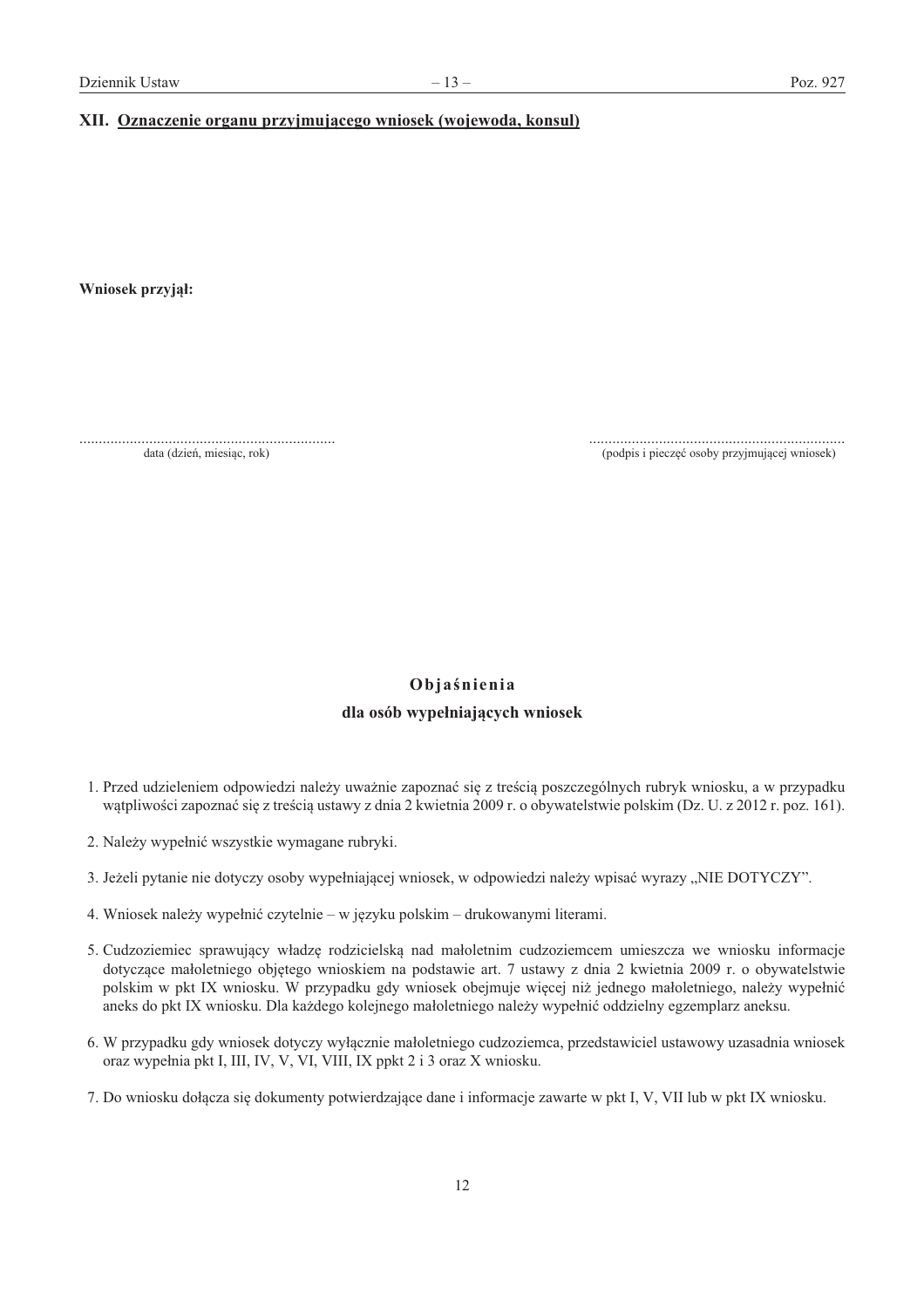## XII. Oznaczenie organu przyjmującego wniosek (wojewoda, konsul)

**Wniosek przyjął:**

................................................................ ................................................................

data (dzień, miesiąc, rok) (podpis i pieczęć osoby przyjmującej wniosek)

## Objaśnienia

### dla osób wypełniających wniosek

1. Przed udzieleniem odpowiedzi należy uważnie zapoznać się z treścią poszczególnych rubryk wniosku, a w przypadku wątpliwości zapoznać się z treścią ustawy z dnia 2 kwietnia 2009 r. o obywatelstwie polskim (Dz. U. z 2012 r. poz. 161).
2. Należy wypełnić wszystkie wymagane rubryki.
3. Jeżeli pytanie nie dotyczy osoby wypełniającej wniosek, w odpowiedzi należy wpisać wyrazy „NIE DOTYCZY".
4. Wniosek należy wypełnić czytelnie – w języku polskim – drukowanymi literami.
5. Cudzoziemiec sprawujący władzę rodzicielską nad małoletnim cudzoziemcem umieszcza we wniosku informacje dotyczące małoletniego objętego wnioskiem na podstawie art. 7 ustawy z dnia 2 kwietnia 2009 r. o obywatelstwie polskim w pkt IX wniosku. W przypadku gdy wniosek obejmuje więcej niż jednego małoletniego, należy wypełnić aneks do pkt IX wniosku. Dla każdego kolejnego małoletniego należy wypełnić oddzielny egzemplarz aneksu.
6. W przypadku gdy wniosek dotyczy wyłącznie małoletniego cudzoziemca, przedstawiciel ustawowy uzasadnia wniosek oraz wypełnia pkt I, III, IV, V, VI, VIII, IX ppkt 2 i 3 oraz X wniosku.
7. Do wniosku dołącza się dokumenty potwierdzające dane i informacje zawarte w pkt I, V, VII lub w pkt IX wniosku.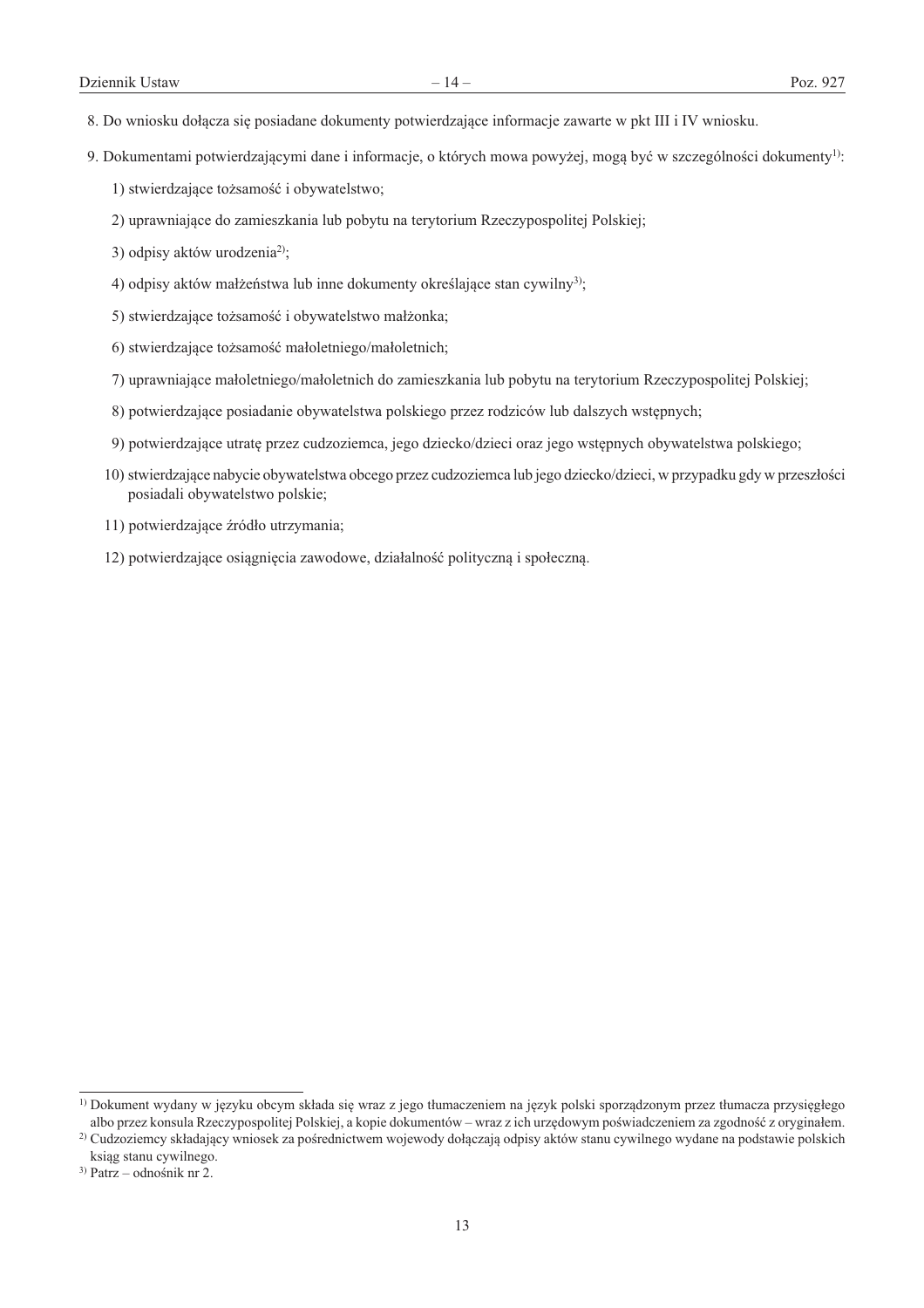8. Do wniosku dołącza się posiadane dokumenty potwierdzające informacje zawarte w pkt III i IV wniosku.

9. Dokumentami potwierdzającymi dane i informacje, o których mowa powyżej, mogą być w szczególności dokumenty[1]:

1) stwierdzające tożsamość i obywatelstwo;

2) uprawniające do zamieszkania lub pobytu na terytorium Rzeczypospolitej Polskiej;

3) odpisy aktów urodzenia[2];

4) odpisy aktów małżeństwa lub inne dokumenty określające stan cywilny[3];

5) stwierdzające tożsamość i obywatelstwo małżonka;

6) stwierdzające tożsamość małoletniego/małoletnich;

7) uprawniające małoletniego/małoletnich do zamieszkania lub pobytu na terytorium Rzeczypospolitej Polskiej;

8) potwierdzające posiadanie obywatelstwa polskiego przez rodziców lub dalszych wstępnych;

9) potwierdzające utratę przez cudzoziemca, jego dziecko/dzieci oraz jego wstępnych obywatelstwa polskiego;

10) stwierdzające nabycie obywatelstwa obcego przez cudzoziemca lub jego dziecko/dzieci, w przypadku gdy w przeszłości posiadali obywatelstwo polskie;

11) potwierdzające źródło utrzymania;

12) potwierdzające osiągnięcia zawodowe, działalność polityczną i społeczną.

---

[1] Dokument wydany w języku obcym składa się wraz z jego tłumaczeniem na język polski sporządzonym przez tłumacza przysięgłego albo przez konsula Rzeczypospolitej Polskiej, a kopie dokumentów – wraz z ich urzędowym poświadczeniem za zgodność z oryginałem.

[2] Cudzoziemcy składający wniosek za pośrednictwem wojewody dołączają odpisy aktów stanu cywilnego wydane na podstawie polskich ksiąg stanu cywilnego.

[3] Patrz – odnośnik nr 2.